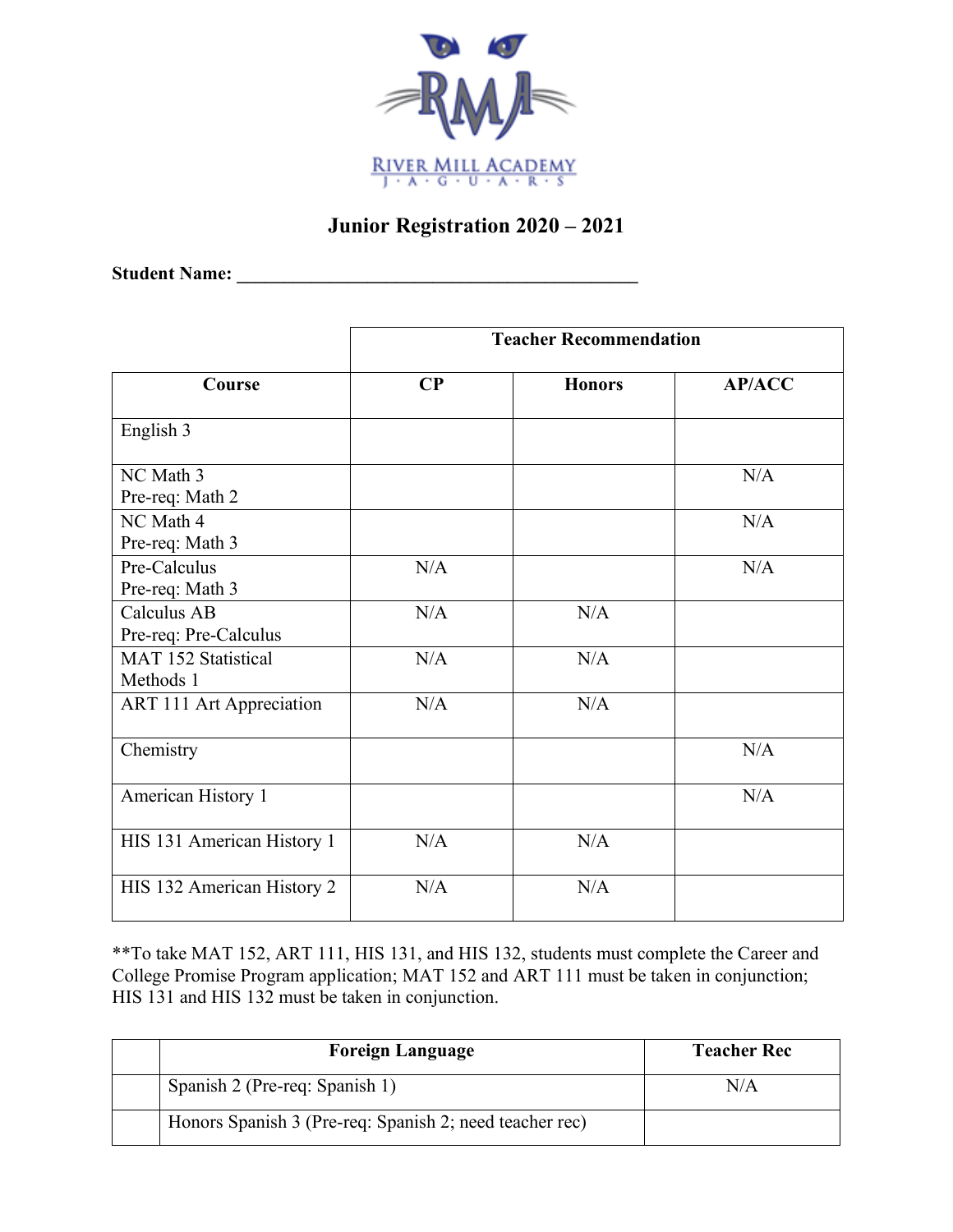RIVER MILL ACADEMY
J · A · G · U · A · R · S

# Junior Registration 2020 – 2021

**Student Name:** ___________________________________________

| | Teacher Recommendation | | |
|---|---|---|---|
| **Course** | **CP** | **Honors** | **AP/ACC** |
| English 3 | | | |
| NC Math 3<br>Pre-req: Math 2 | | | N/A |
| NC Math 4<br>Pre-req: Math 3 | | | N/A |
| Pre-Calculus<br>Pre-req: Math 3 | N/A | | N/A |
| Calculus AB<br>Pre-req: Pre-Calculus | N/A | N/A | |
| MAT 152 Statistical Methods 1 | N/A | N/A | |
| ART 111 Art Appreciation | N/A | N/A | |
| Chemistry | | | N/A |
| American History 1 | | | N/A |
| HIS 131 American History 1 | N/A | N/A | |
| HIS 132 American History 2 | N/A | N/A | |

**To take MAT 152, ART 111, HIS 131, and HIS 132, students must complete the Career and College Promise Program application; MAT 152 and ART 111 must be taken in conjunction; HIS 131 and HIS 132 must be taken in conjunction.

| | Foreign Language | Teacher Rec |
|---|---|---|
| | Spanish 2 (Pre-req: Spanish 1) | N/A |
| | Honors Spanish 3 (Pre-req: Spanish 2; need teacher rec) | |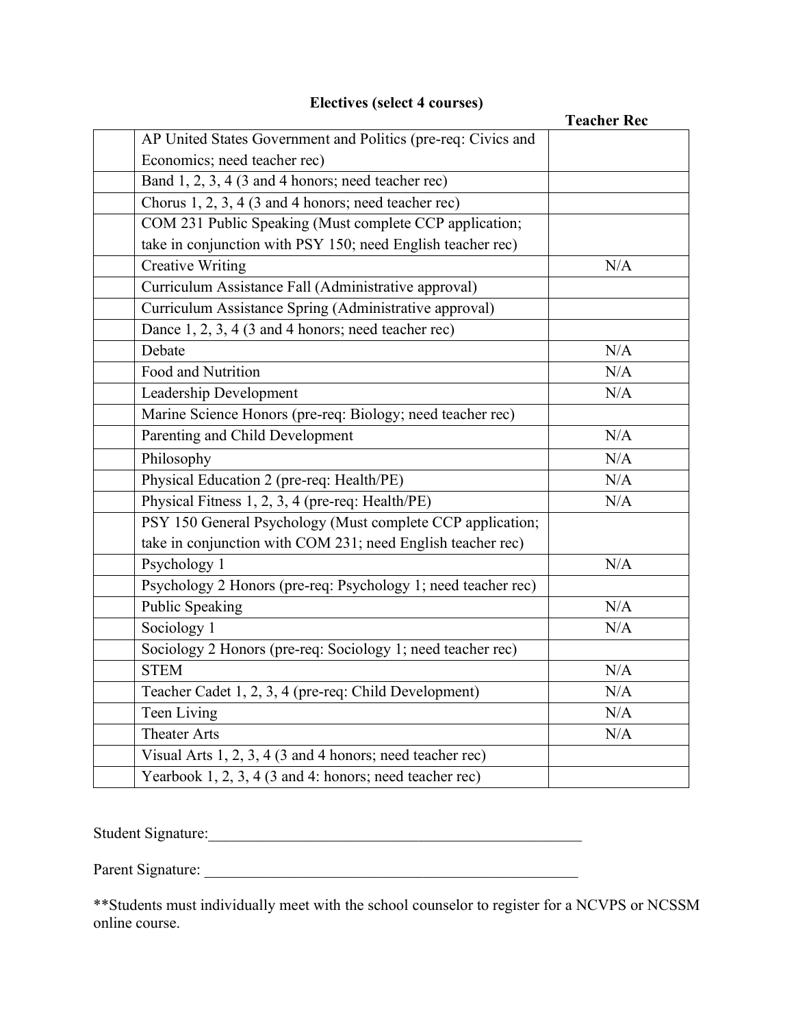**Electives (select 4 courses)**

| | | Teacher Rec |
|---|---|---|
| | AP United States Government and Politics (pre-req: Civics and Economics; need teacher rec) | |
| | Band 1, 2, 3, 4 (3 and 4 honors; need teacher rec) | |
| | Chorus 1, 2, 3, 4 (3 and 4 honors; need teacher rec) | |
| | COM 231 Public Speaking (Must complete CCP application; take in conjunction with PSY 150; need English teacher rec) | |
| | Creative Writing | N/A |
| | Curriculum Assistance Fall (Administrative approval) | |
| | Curriculum Assistance Spring (Administrative approval) | |
| | Dance 1, 2, 3, 4 (3 and 4 honors; need teacher rec) | |
| | Debate | N/A |
| | Food and Nutrition | N/A |
| | Leadership Development | N/A |
| | Marine Science Honors (pre-req: Biology; need teacher rec) | |
| | Parenting and Child Development | N/A |
| | Philosophy | N/A |
| | Physical Education 2 (pre-req: Health/PE) | N/A |
| | Physical Fitness 1, 2, 3, 4 (pre-req: Health/PE) | N/A |
| | PSY 150 General Psychology (Must complete CCP application; take in conjunction with COM 231; need English teacher rec) | |
| | Psychology 1 | N/A |
| | Psychology 2 Honors (pre-req: Psychology 1; need teacher rec) | |
| | Public Speaking | N/A |
| | Sociology 1 | N/A |
| | Sociology 2 Honors (pre-req: Sociology 1; need teacher rec) | |
| | STEM | N/A |
| | Teacher Cadet 1, 2, 3, 4 (pre-req: Child Development) | N/A |
| | Teen Living | N/A |
| | Theater Arts | N/A |
| | Visual Arts 1, 2, 3, 4 (3 and 4 honors; need teacher rec) | |
| | Yearbook 1, 2, 3, 4 (3 and 4: honors; need teacher rec) | |

Student Signature:___________________________________________________

Parent Signature: ___________________________________________________

**Students must individually meet with the school counselor to register for a NCVPS or NCSSM online course.